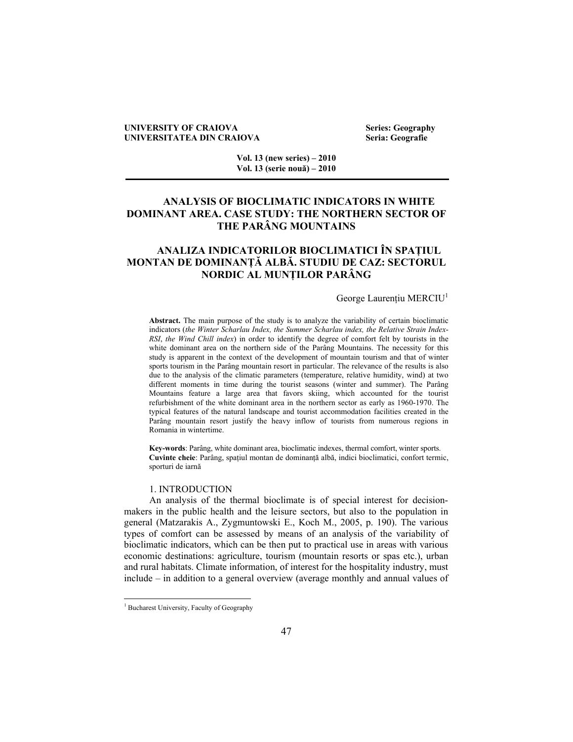UNIVERSITY OF CRAIOVA — Series: Geography
UNIVERSITATEA DIN CRAIOVA — Seria: Geografie

Vol. 13 (new series) – 2010
Vol. 13 (serie nouă) – 2010

# ANALYSIS OF BIOCLIMATIC INDICATORS IN WHITE DOMINANT AREA. CASE STUDY: THE NORTHERN SECTOR OF THE PARÂNG MOUNTAINS

# ANALIZA INDICATORILOR BIOCLIMATICI ÎN SPAȚIUL MONTAN DE DOMINANȚĂ ALBĂ. STUDIU DE CAZ: SECTORUL NORDIC AL MUNȚILOR PARÂNG

George Laurențiu MERCIU[1]

**Abstract.** The main purpose of the study is to analyze the variability of certain bioclimatic indicators (*the Winter Scharlau Index, the Summer Scharlau index, the Relative Strain Index-RSI*, *the Wind Chill index*) in order to identify the degree of comfort felt by tourists in the white dominant area on the northern side of the Parâng Mountains. The necessity for this study is apparent in the context of the development of mountain tourism and that of winter sports tourism in the Parâng mountain resort in particular. The relevance of the results is also due to the analysis of the climatic parameters (temperature, relative humidity, wind) at two different moments in time during the tourist seasons (winter and summer). The Parâng Mountains feature a large area that favors skiing, which accounted for the tourist refurbishment of the white dominant area in the northern sector as early as 1960-1970. The typical features of the natural landscape and tourist accommodation facilities created in the Parâng mountain resort justify the heavy inflow of tourists from numerous regions in Romania in wintertime.

**Key-words**: Parâng, white dominant area, bioclimatic indexes, thermal comfort, winter sports.
**Cuvinte cheie**: Parâng, spațiul montan de dominanță albă, indici bioclimatici, confort termic, sporturi de iarnă

## 1. INTRODUCTION

An analysis of the thermal bioclimate is of special interest for decision-makers in the public health and the leisure sectors, but also to the population in general (Matzarakis A., Zygmuntowski E., Koch M., 2005, p. 190). The various types of comfort can be assessed by means of an analysis of the variability of bioclimatic indicators, which can be then put to practical use in areas with various economic destinations: agriculture, tourism (mountain resorts or spas etc.), urban and rural habitats. Climate information, of interest for the hospitality industry, must include – in addition to a general overview (average monthly and annual values of

---

[1] Bucharest University, Faculty of Geography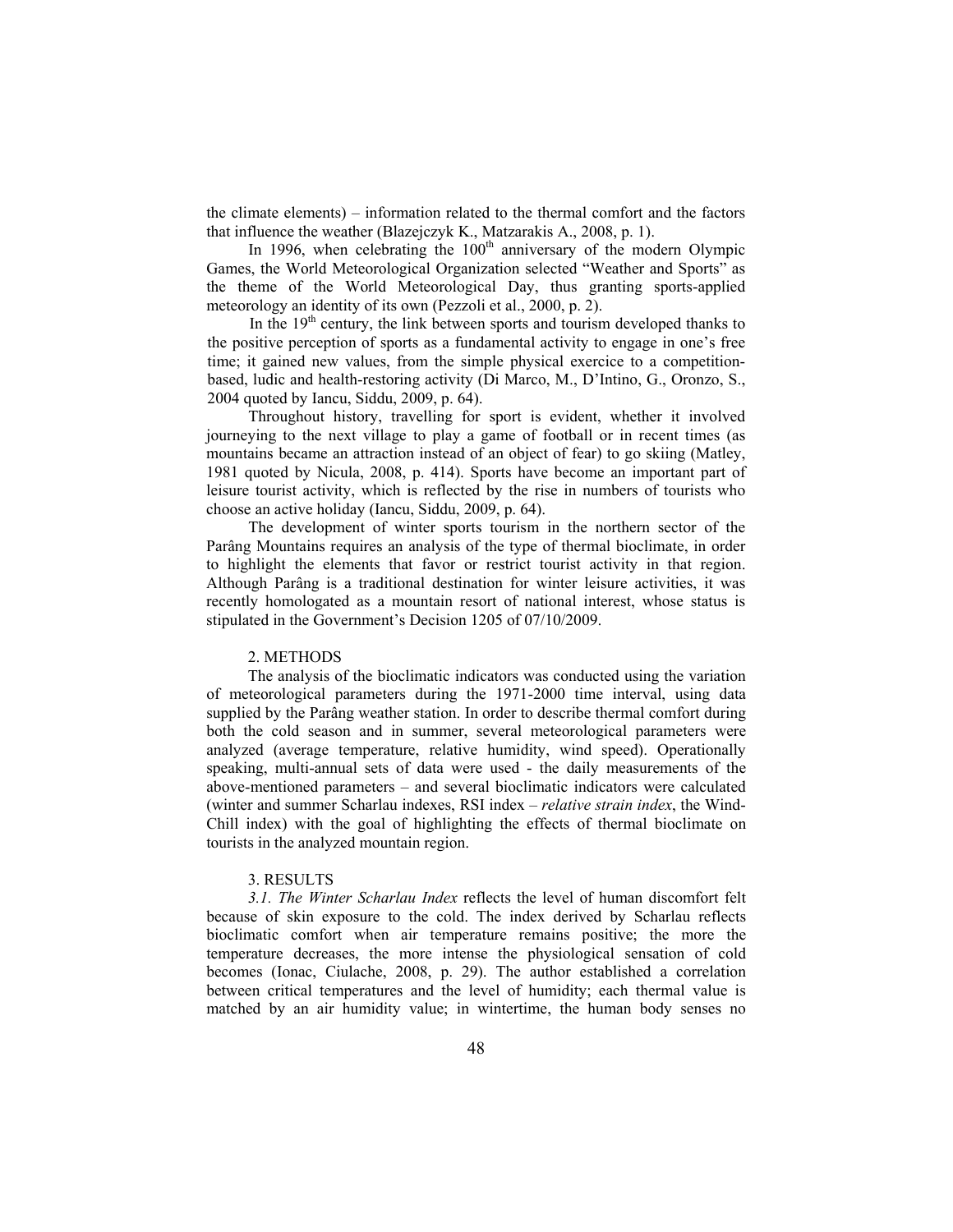the climate elements) – information related to the thermal comfort and the factors that influence the weather (Blazejczyk K., Matzarakis A., 2008, p. 1).

In 1996, when celebrating the 100[th] anniversary of the modern Olympic Games, the World Meteorological Organization selected "Weather and Sports" as the theme of the World Meteorological Day, thus granting sports-applied meteorology an identity of its own (Pezzoli et al., 2000, p. 2).

In the 19[th] century, the link between sports and tourism developed thanks to the positive perception of sports as a fundamental activity to engage in one's free time; it gained new values, from the simple physical exercice to a competition-based, ludic and health-restoring activity (Di Marco, M., D'Intino, G., Oronzo, S., 2004 quoted by Iancu, Siddu, 2009, p. 64).

Throughout history, travelling for sport is evident, whether it involved journeying to the next village to play a game of football or in recent times (as mountains became an attraction instead of an object of fear) to go skiing (Matley, 1981 quoted by Nicula, 2008, p. 414). Sports have become an important part of leisure tourist activity, which is reflected by the rise in numbers of tourists who choose an active holiday (Iancu, Siddu, 2009, p. 64).

The development of winter sports tourism in the northern sector of the Parâng Mountains requires an analysis of the type of thermal bioclimate, in order to highlight the elements that favor or restrict tourist activity in that region. Although Parâng is a traditional destination for winter leisure activities, it was recently homologated as a mountain resort of national interest, whose status is stipulated in the Government's Decision 1205 of 07/10/2009.

## 2. METHODS

The analysis of the bioclimatic indicators was conducted using the variation of meteorological parameters during the 1971-2000 time interval, using data supplied by the Parâng weather station. In order to describe thermal comfort during both the cold season and in summer, several meteorological parameters were analyzed (average temperature, relative humidity, wind speed). Operationally speaking, multi-annual sets of data were used - the daily measurements of the above-mentioned parameters – and several bioclimatic indicators were calculated (winter and summer Scharlau indexes, RSI index – *relative strain index*, the Wind-Chill index) with the goal of highlighting the effects of thermal bioclimate on tourists in the analyzed mountain region.

## 3. RESULTS

*3.1. The Winter Scharlau Index* reflects the level of human discomfort felt because of skin exposure to the cold. The index derived by Scharlau reflects bioclimatic comfort when air temperature remains positive; the more the temperature decreases, the more intense the physiological sensation of cold becomes (Ionac, Ciulache, 2008, p. 29). The author established a correlation between critical temperatures and the level of humidity; each thermal value is matched by an air humidity value; in wintertime, the human body senses no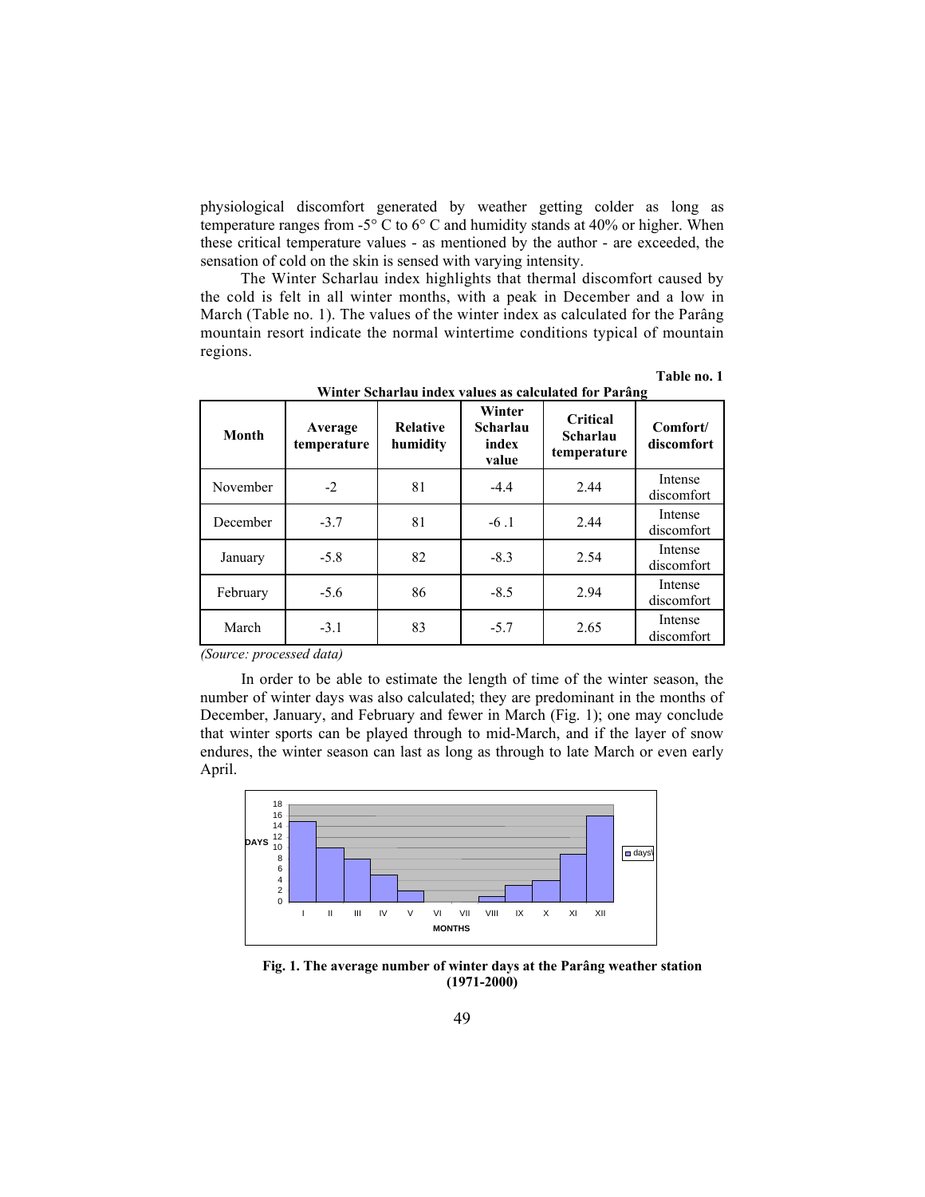physiological discomfort generated by weather getting colder as long as temperature ranges from -5° C to 6° C and humidity stands at 40% or higher. When these critical temperature values - as mentioned by the author - are exceeded, the sensation of cold on the skin is sensed with varying intensity.

The Winter Scharlau index highlights that thermal discomfort caused by the cold is felt in all winter months, with a peak in December and a low in March (Table no. 1). The values of the winter index as calculated for the Parâng mountain resort indicate the normal wintertime conditions typical of mountain regions.

**Table no. 1**

**Winter Scharlau index values as calculated for Parâng**

| Month | Average temperature | Relative humidity | Winter Scharlau index value | Critical Scharlau temperature | Comfort/ discomfort |
|---|---|---|---|---|---|
| November | -2 | 81 | -4.4 | 2.44 | Intense discomfort |
| December | -3.7 | 81 | -6 .1 | 2.44 | Intense discomfort |
| January | -5.8 | 82 | -8.3 | 2.54 | Intense discomfort |
| February | -5.6 | 86 | -8.5 | 2.94 | Intense discomfort |
| March | -3.1 | 83 | -5.7 | 2.65 | Intense discomfort |

*(Source: processed data)*

In order to be able to estimate the length of time of the winter season, the number of winter days was also calculated; they are predominant in the months of December, January, and February and fewer in March (Fig. 1); one may conclude that winter sports can be played through to mid-March, and if the layer of snow endures, the winter season can last as long as through to late March or even early April.

**Fig. 1. The average number of winter days at the Parâng weather station (1971-2000)**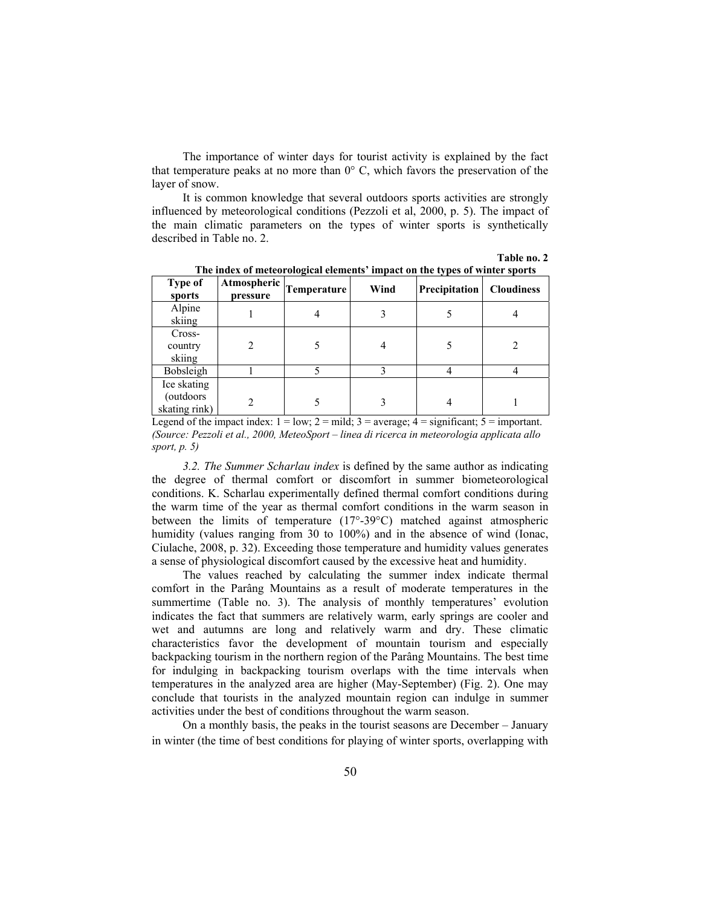The importance of winter days for tourist activity is explained by the fact that temperature peaks at no more than 0° C, which favors the preservation of the layer of snow.

It is common knowledge that several outdoors sports activities are strongly influenced by meteorological conditions (Pezzoli et al, 2000, p. 5). The impact of the main climatic parameters on the types of winter sports is synthetically described in Table no. 2.

**Table no. 2**

**The index of meteorological elements' impact on the types of winter sports**

| Type of sports | Atmospheric pressure | Temperature | Wind | Precipitation | Cloudiness |
|---|---|---|---|---|---|
| Alpine skiing | 1 | 4 | 3 | 5 | 4 |
| Cross-country skiing | 2 | 5 | 4 | 5 | 2 |
| Bobsleigh | 1 | 5 | 3 | 4 | 4 |
| Ice skating (outdoors skating rink) | 2 | 5 | 3 | 4 | 1 |

Legend of the impact index: 1 = low; 2 = mild; 3 = average; 4 = significant; 5 = important.
*(Source: Pezzoli et al., 2000, MeteoSport – linea di ricerca in meteorologia applicata allo sport, p. 5)*

*3.2. The Summer Scharlau index* is defined by the same author as indicating the degree of thermal comfort or discomfort in summer biometeorological conditions. K. Scharlau experimentally defined thermal comfort conditions during the warm time of the year as thermal comfort conditions in the warm season in between the limits of temperature (17°-39°C) matched against atmospheric humidity (values ranging from 30 to 100%) and in the absence of wind (Ionac, Ciulache, 2008, p. 32). Exceeding those temperature and humidity values generates a sense of physiological discomfort caused by the excessive heat and humidity.

The values reached by calculating the summer index indicate thermal comfort in the Parâng Mountains as a result of moderate temperatures in the summertime (Table no. 3). The analysis of monthly temperatures' evolution indicates the fact that summers are relatively warm, early springs are cooler and wet and autumns are long and relatively warm and dry. These climatic characteristics favor the development of mountain tourism and especially backpacking tourism in the northern region of the Parâng Mountains. The best time for indulging in backpacking tourism overlaps with the time intervals when temperatures in the analyzed area are higher (May-September) (Fig. 2). One may conclude that tourists in the analyzed mountain region can indulge in summer activities under the best of conditions throughout the warm season.

On a monthly basis, the peaks in the tourist seasons are December – January in winter (the time of best conditions for playing of winter sports, overlapping with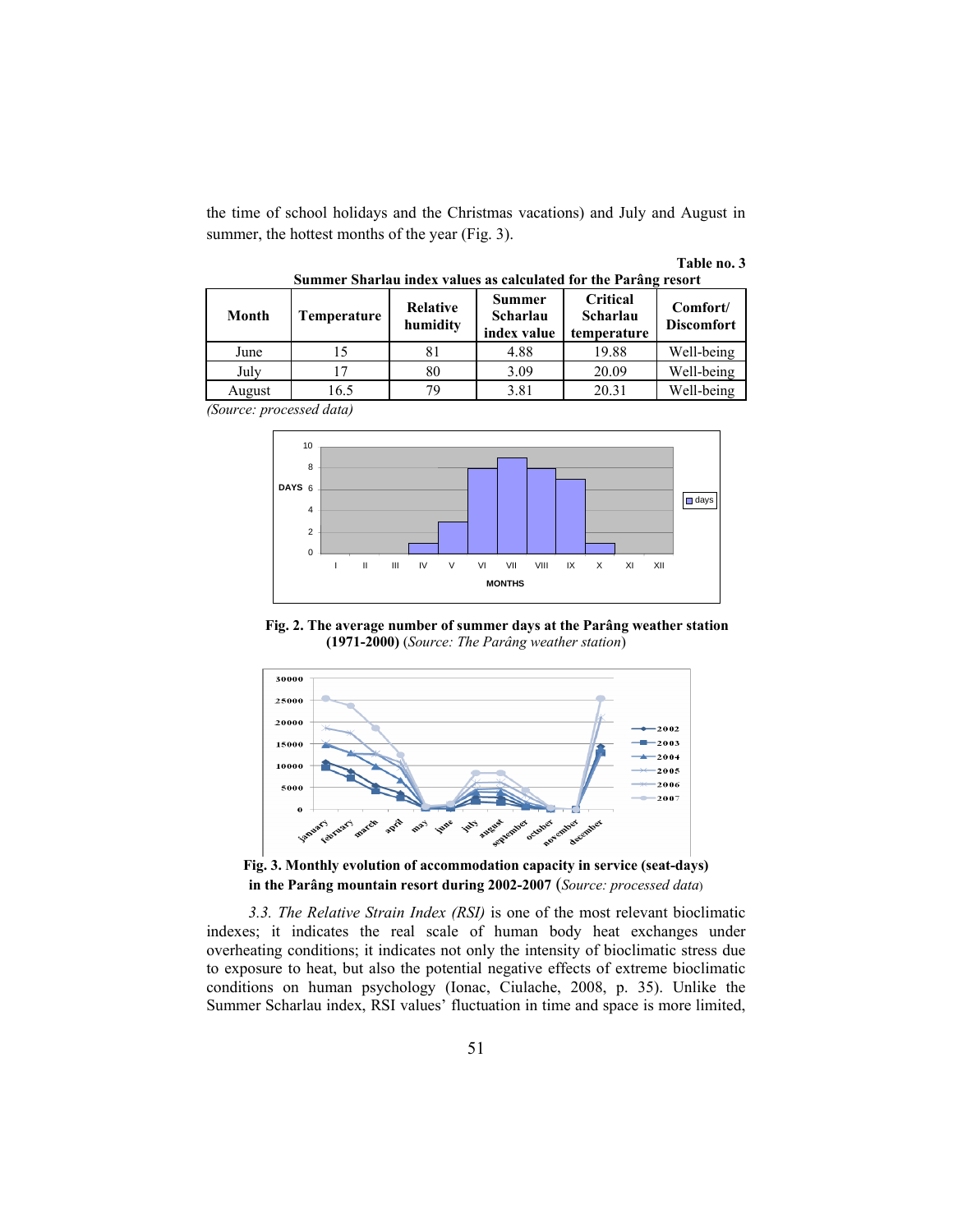the time of school holidays and the Christmas vacations) and July and August in summer, the hottest months of the year (Fig. 3).

**Table no. 3**

**Summer Sharlau index values as calculated for the Parâng resort**

| Month | Temperature | Relative humidity | Summer Scharlau index value | Critical Scharlau temperature | Comfort/ Discomfort |
|---|---|---|---|---|---|
| June | 15 | 81 | 4.88 | 19.88 | Well-being |
| July | 17 | 80 | 3.09 | 20.09 | Well-being |
| August | 16.5 | 79 | 3.81 | 20.31 | Well-being |

*(Source: processed data)*

**Fig. 2. The average number of summer days at the Parâng weather station (1971-2000)** (*Source: The Parâng weather station*)

**Fig. 3. Monthly evolution of accommodation capacity in service (seat-days) in the Parâng mountain resort during 2002-2007** (*Source: processed data*)

*3.3. The Relative Strain Index (RSI)* is one of the most relevant bioclimatic indexes; it indicates the real scale of human body heat exchanges under overheating conditions; it indicates not only the intensity of bioclimatic stress due to exposure to heat, but also the potential negative effects of extreme bioclimatic conditions on human psychology (Ionac, Ciulache, 2008, p. 35). Unlike the Summer Scharlau index, RSI values' fluctuation in time and space is more limited,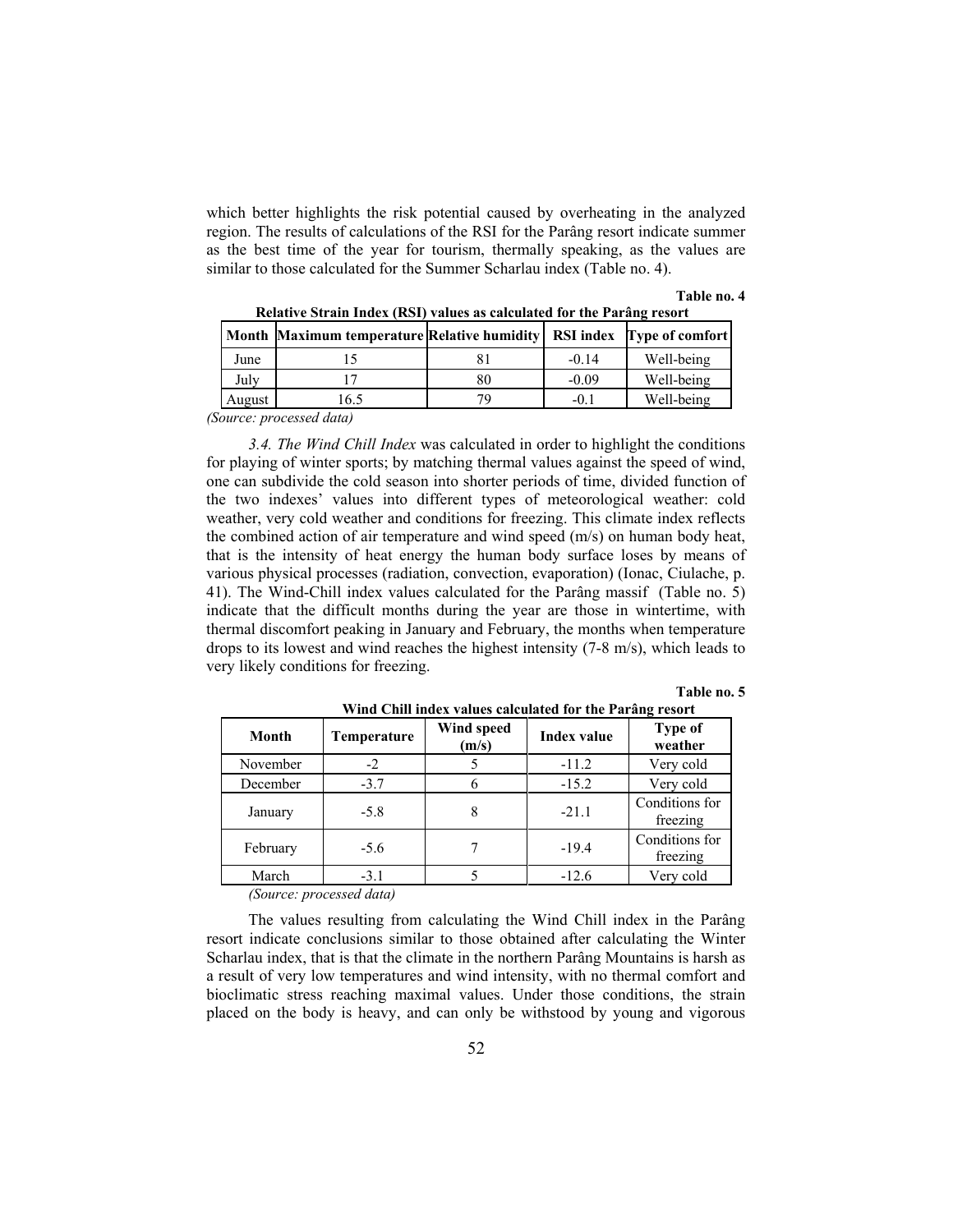which better highlights the risk potential caused by overheating in the analyzed region. The results of calculations of the RSI for the Parâng resort indicate summer as the best time of the year for tourism, thermally speaking, as the values are similar to those calculated for the Summer Scharlau index (Table no. 4).

**Table no. 4**

**Relative Strain Index (RSI) values as calculated for the Parâng resort**

| Month | Maximum temperature | Relative humidity | RSI index | Type of comfort |
|---|---|---|---|---|
| June | 15 | 81 | -0.14 | Well-being |
| July | 17 | 80 | -0.09 | Well-being |
| August | 16.5 | 79 | -0.1 | Well-being |

*(Source: processed data)*

*3.4. The Wind Chill Index* was calculated in order to highlight the conditions for playing of winter sports; by matching thermal values against the speed of wind, one can subdivide the cold season into shorter periods of time, divided function of the two indexes' values into different types of meteorological weather: cold weather, very cold weather and conditions for freezing. This climate index reflects the combined action of air temperature and wind speed (m/s) on human body heat, that is the intensity of heat energy the human body surface loses by means of various physical processes (radiation, convection, evaporation) (Ionac, Ciulache, p. 41). The Wind-Chill index values calculated for the Parâng massif (Table no. 5) indicate that the difficult months during the year are those in wintertime, with thermal discomfort peaking in January and February, the months when temperature drops to its lowest and wind reaches the highest intensity (7-8 m/s), which leads to very likely conditions for freezing.

**Table no. 5**

**Wind Chill index values calculated for the Parâng resort**

| Month | Temperature | Wind speed (m/s) | Index value | Type of weather |
|---|---|---|---|---|
| November | -2 | 5 | -11.2 | Very cold |
| December | -3.7 | 6 | -15.2 | Very cold |
| January | -5.8 | 8 | -21.1 | Conditions for freezing |
| February | -5.6 | 7 | -19.4 | Conditions for freezing |
| March | -3.1 | 5 | -12.6 | Very cold |

*(Source: processed data)*

The values resulting from calculating the Wind Chill index in the Parâng resort indicate conclusions similar to those obtained after calculating the Winter Scharlau index, that is that the climate in the northern Parâng Mountains is harsh as a result of very low temperatures and wind intensity, with no thermal comfort and bioclimatic stress reaching maximal values. Under those conditions, the strain placed on the body is heavy, and can only be withstood by young and vigorous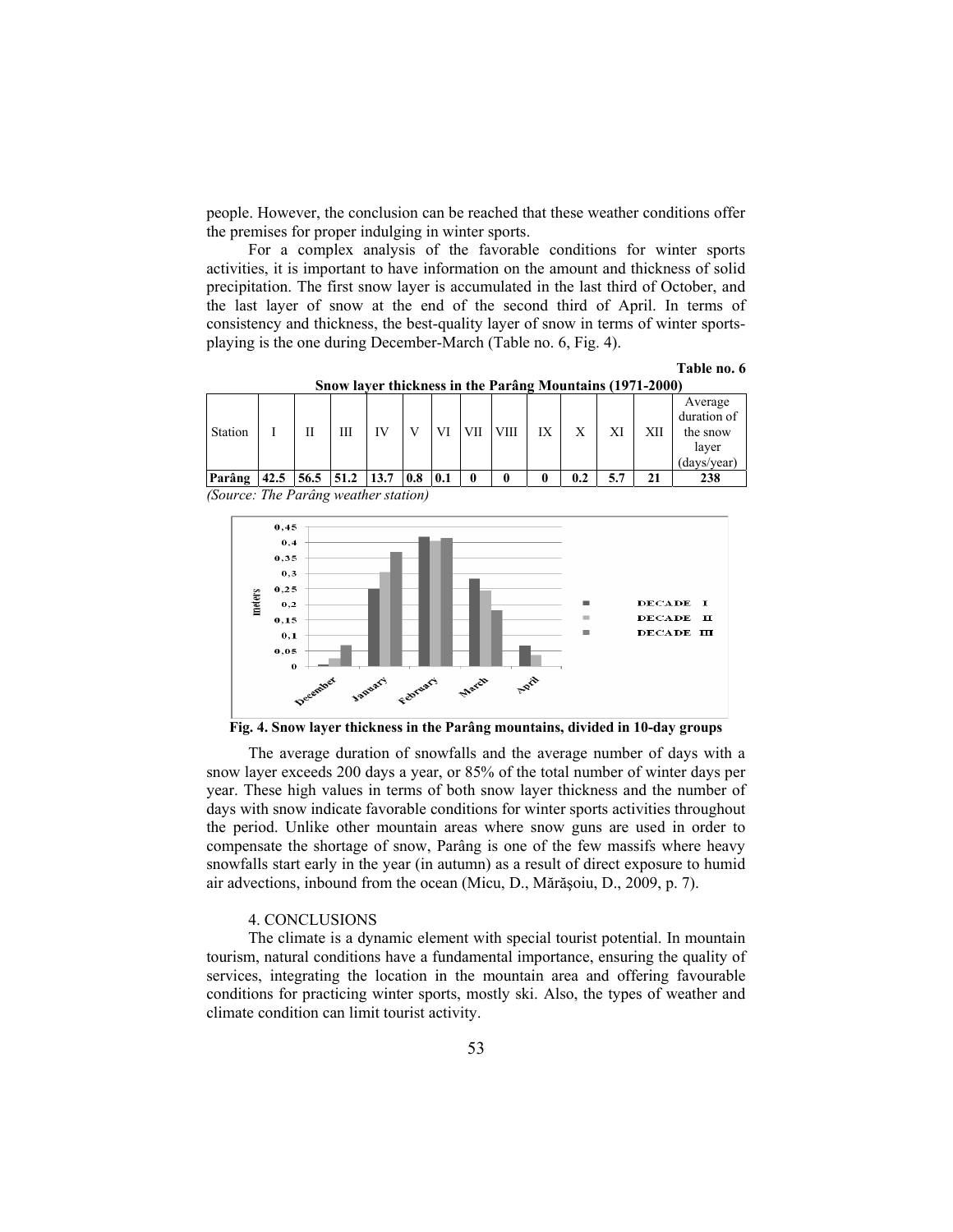people. However, the conclusion can be reached that these weather conditions offer the premises for proper indulging in winter sports.

For a complex analysis of the favorable conditions for winter sports activities, it is important to have information on the amount and thickness of solid precipitation. The first snow layer is accumulated in the last third of October, and the last layer of snow at the end of the second third of April. In terms of consistency and thickness, the best-quality layer of snow in terms of winter sports-playing is the one during December-March (Table no. 6, Fig. 4).

**Table no. 6**

**Snow layer thickness in the Parâng Mountains (1971-2000)**

| Station | I | II | III | IV | V | VI | VII | VIII | IX | X | XI | XII | Average duration of the snow layer (days/year) |
|---|---|---|---|---|---|---|---|---|---|---|---|---|---|
| **Parâng** | **42.5** | **56.5** | **51.2** | **13.7** | **0.8** | **0.1** | **0** | **0** | **0** | **0.2** | **5.7** | **21** | **238** |

*(Source: The Parâng weather station)*

**Fig. 4. Snow layer thickness in the Parâng mountains, divided in 10-day groups**

The average duration of snowfalls and the average number of days with a snow layer exceeds 200 days a year, or 85% of the total number of winter days per year. These high values in terms of both snow layer thickness and the number of days with snow indicate favorable conditions for winter sports activities throughout the period. Unlike other mountain areas where snow guns are used in order to compensate the shortage of snow, Parâng is one of the few massifs where heavy snowfalls start early in the year (in autumn) as a result of direct exposure to humid air advections, inbound from the ocean (Micu, D., Mărăşoiu, D., 2009, p. 7).

## 4. CONCLUSIONS

The climate is a dynamic element with special tourist potential. In mountain tourism, natural conditions have a fundamental importance, ensuring the quality of services, integrating the location in the mountain area and offering favourable conditions for practicing winter sports, mostly ski. Also, the types of weather and climate condition can limit tourist activity.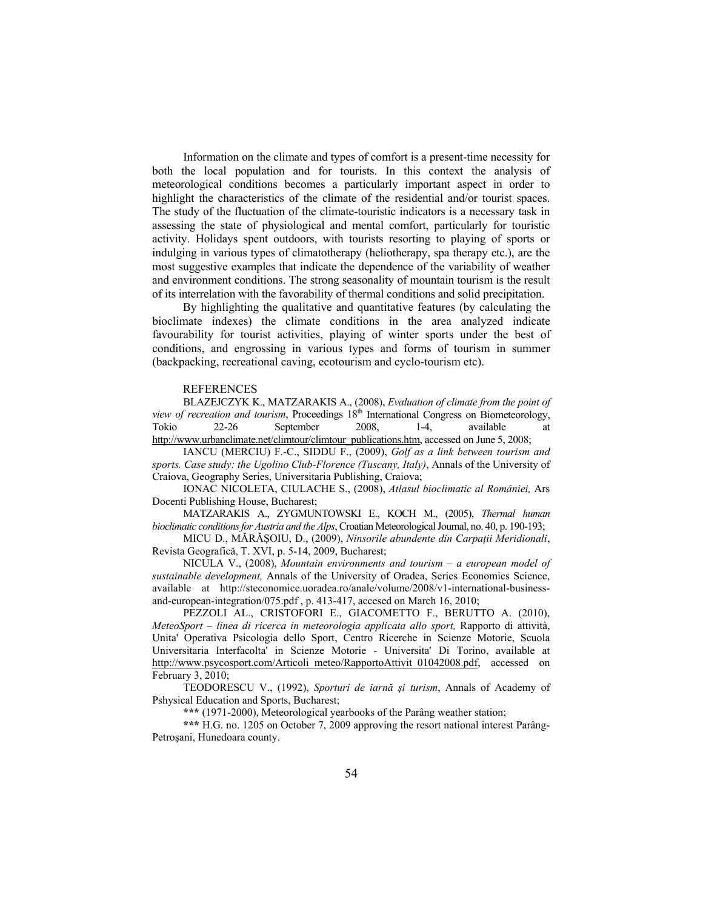Information on the climate and types of comfort is a present-time necessity for both the local population and for tourists. In this context the analysis of meteorological conditions becomes a particularly important aspect in order to highlight the characteristics of the climate of the residential and/or tourist spaces. The study of the fluctuation of the climate-touristic indicators is a necessary task in assessing the state of physiological and mental comfort, particularly for touristic activity. Holidays spent outdoors, with tourists resorting to playing of sports or indulging in various types of climatotherapy (heliotherapy, spa therapy etc.), are the most suggestive examples that indicate the dependence of the variability of weather and environment conditions. The strong seasonality of mountain tourism is the result of its interrelation with the favorability of thermal conditions and solid precipitation.

By highlighting the qualitative and quantitative features (by calculating the bioclimate indexes) the climate conditions in the area analyzed indicate favourability for tourist activities, playing of winter sports under the best of conditions, and engrossing in various types and forms of tourism in summer (backpacking, recreational caving, ecotourism and cyclo-tourism etc).

## REFERENCES

BLAZEJCZYK K., MATZARAKIS A., (2008), *Evaluation of climate from the point of view of recreation and tourism*, Proceedings 18th International Congress on Biometeorology, Tokio 22-26 September 2008, 1-4, available at http://www.urbanclimate.net/climtour/climtour_publications.htm, accessed on June 5, 2008;

IANCU (MERCIU) F.-C., SIDDU F., (2009), *Golf as a link between tourism and sports. Case study: the Ugolino Club-Florence (Tuscany, Italy)*, Annals of the University of Craiova, Geography Series, Universitaria Publishing, Craiova;

IONAC NICOLETA, CIULACHE S., (2008), *Atlasul bioclimatic al României,* Ars Docenti Publishing House, Bucharest;

MATZARAKIS A., ZYGMUNTOWSKI E., KOCH M., (2005), *Thermal human bioclimatic conditions for Austria and the Alps*, Croatian Meteorological Journal, no. 40, p. 190-193;

MICU D., MĂRĂŞOIU, D., (2009), *Ninsorile abundente din Carpații Meridionali*, Revista Geografică, T. XVI, p. 5-14, 2009, Bucharest;

NICULA V., (2008), *Mountain environments and tourism – a european model of sustainable development,* Annals of the University of Oradea, Series Economics Science, available at http://steconomice.uoradea.ro/anale/volume/2008/v1-international-business-and-european-integration/075.pdf , p. 413-417, accesed on March 16, 2010;

PEZZOLI AL., CRISTOFORI E., GIACOMETTO F., BERUTTO A. (2010), *MeteoSport – linea di ricerca in meteorologia applicata allo sport,* Rapporto di attività, Unita' Operativa Psicologia dello Sport, Centro Ricerche in Scienze Motorie, Scuola Universitaria Interfacolta' in Scienze Motorie - Universita' Di Torino, available at http://www.psycosport.com/Articoli_meteo/RapportoAttivit_01042008.pdf, accessed on February 3, 2010;

TEODORESCU V., (1992), *Sporturi de iarnă şi turism*, Annals of Academy of Pshysical Education and Sports, Bucharest;

**\*\*\*** (1971-2000), Meteorological yearbooks of the Parâng weather station;

**\*\*\*** H.G. no. 1205 on October 7, 2009 approving the resort national interest Parâng-Petroşani, Hunedoara county.